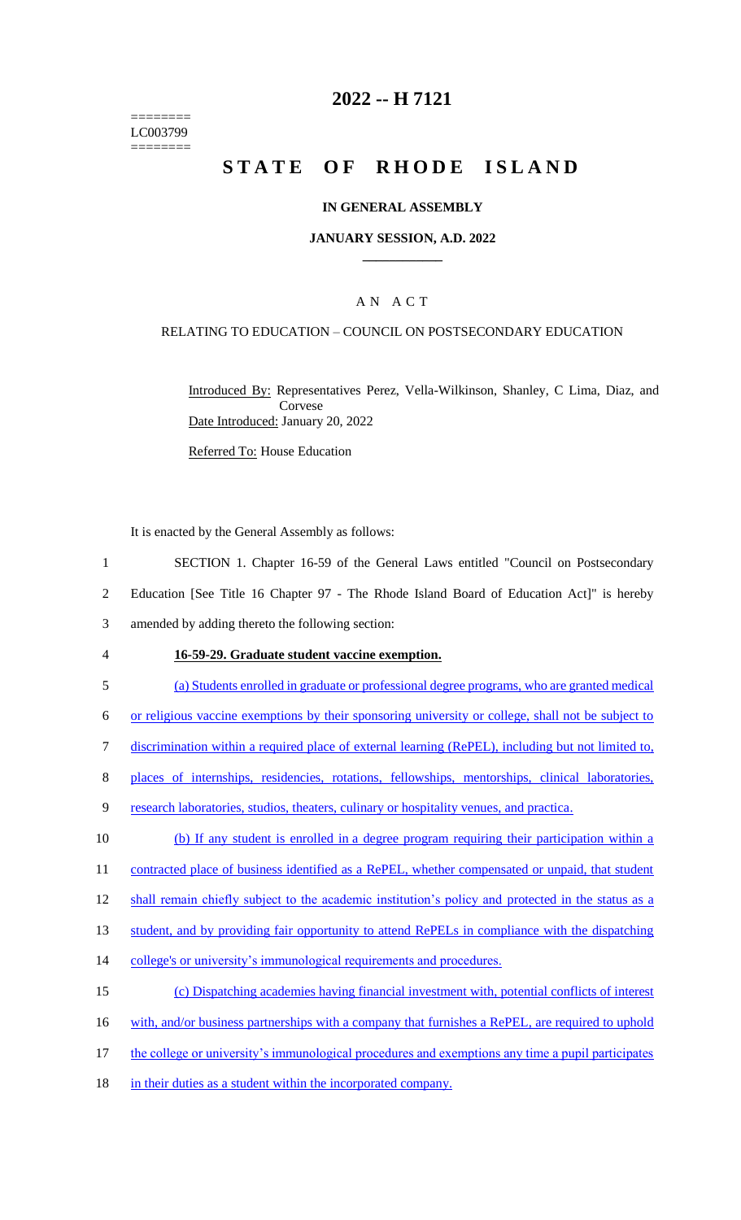========
LC003799
========

# 2022 -- H 7121

# STATE OF RHODE ISLAND

## IN GENERAL ASSEMBLY

### JANUARY SESSION, A.D. 2022

## A N A C T

RELATING TO EDUCATION – COUNCIL ON POSTSECONDARY EDUCATION

Introduced By: Representatives Perez, Vella-Wilkinson, Shanley, C Lima, Diaz, and Corvese

Date Introduced: January 20, 2022

Referred To: House Education

It is enacted by the General Assembly as follows:

1 SECTION 1. Chapter 16-59 of the General Laws entitled "Council on Postsecondary
2 Education [See Title 16 Chapter 97 - The Rhode Island Board of Education Act]" is hereby
3 amended by adding thereto the following section:

4 **16-59-29. Graduate student vaccine exemption.**

5 (a) Students enrolled in graduate or professional degree programs, who are granted medical
6 or religious vaccine exemptions by their sponsoring university or college, shall not be subject to
7 discrimination within a required place of external learning (RePEL), including but not limited to,
8 places of internships, residencies, rotations, fellowships, mentorships, clinical laboratories,
9 research laboratories, studios, theaters, culinary or hospitality venues, and practica.

10 (b) If any student is enrolled in a degree program requiring their participation within a
11 contracted place of business identified as a RePEL, whether compensated or unpaid, that student
12 shall remain chiefly subject to the academic institution's policy and protected in the status as a
13 student, and by providing fair opportunity to attend RePELs in compliance with the dispatching
14 college's or university's immunological requirements and procedures.

15 (c) Dispatching academies having financial investment with, potential conflicts of interest
16 with, and/or business partnerships with a company that furnishes a RePEL, are required to uphold
17 the college or university's immunological procedures and exemptions any time a pupil participates
18 in their duties as a student within the incorporated company.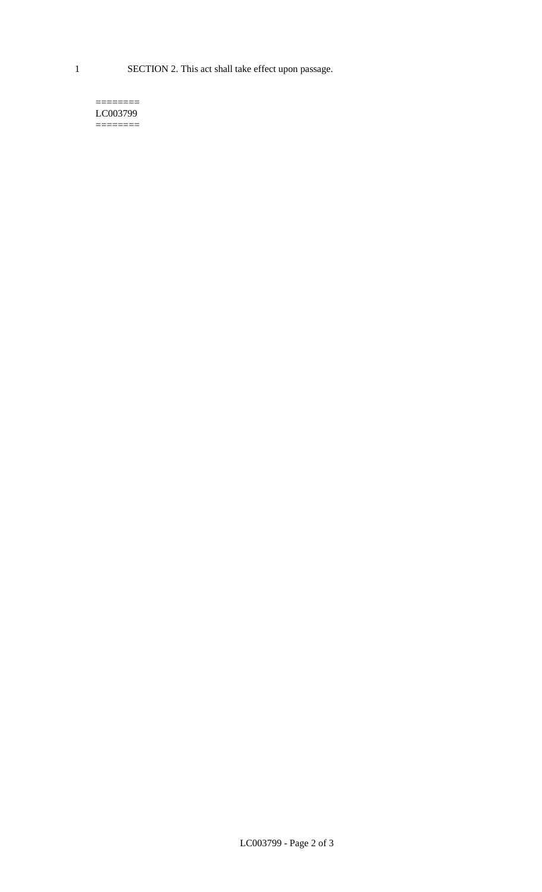1 SECTION 2. This act shall take effect upon passage.

========
LC003799
========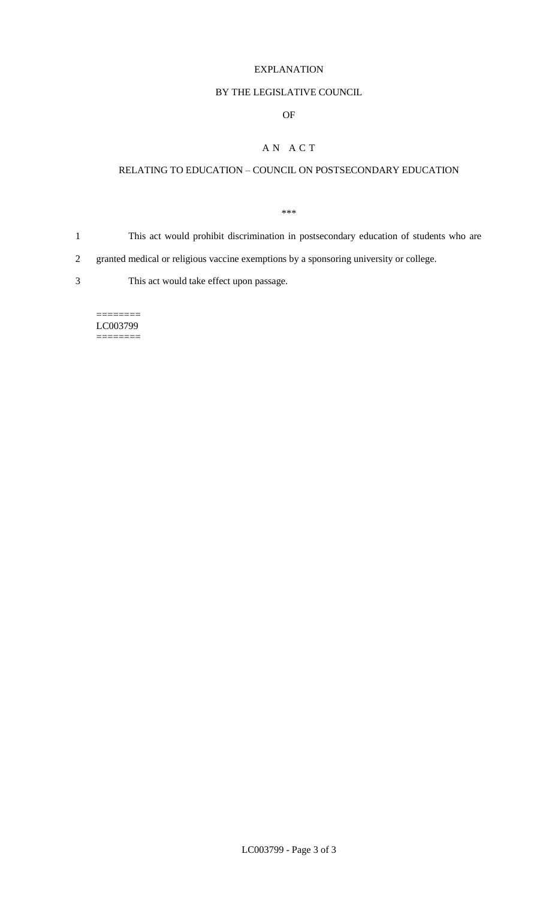EXPLANATION

BY THE LEGISLATIVE COUNCIL

OF

A N A C T

RELATING TO EDUCATION – COUNCIL ON POSTSECONDARY EDUCATION

\*\*\*

1 This act would prohibit discrimination in postsecondary education of students who are

2 granted medical or religious vaccine exemptions by a sponsoring university or college.

3 This act would take effect upon passage.

========
LC003799
========